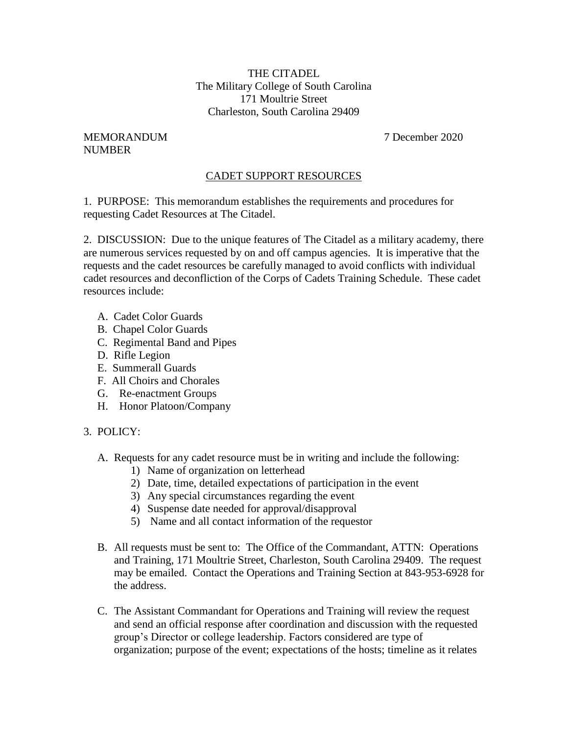THE CITADEL
The Military College of South Carolina
171 Moultrie Street
Charleston, South Carolina 29409

MEMORANDUM
NUMBER

7 December 2020

## CADET SUPPORT RESOURCES

1. PURPOSE: This memorandum establishes the requirements and procedures for requesting Cadet Resources at The Citadel.

2. DISCUSSION: Due to the unique features of The Citadel as a military academy, there are numerous services requested by on and off campus agencies. It is imperative that the requests and the cadet resources be carefully managed to avoid conflicts with individual cadet resources and deconfliction of the Corps of Cadets Training Schedule. These cadet resources include:

   A. Cadet Color Guards
   B. Chapel Color Guards
   C. Regimental Band and Pipes
   D. Rifle Legion
   E. Summerall Guards
   F. All Choirs and Chorales
   G. Re-enactment Groups
   H. Honor Platoon/Company

3. POLICY:

   A. Requests for any cadet resource must be in writing and include the following:
      1) Name of organization on letterhead
      2) Date, time, detailed expectations of participation in the event
      3) Any special circumstances regarding the event
      4) Suspense date needed for approval/disapproval
      5) Name and all contact information of the requestor

   B. All requests must be sent to: The Office of the Commandant, ATTN: Operations and Training, 171 Moultrie Street, Charleston, South Carolina 29409. The request may be emailed. Contact the Operations and Training Section at 843-953-6928 for the address.

   C. The Assistant Commandant for Operations and Training will review the request and send an official response after coordination and discussion with the requested group's Director or college leadership. Factors considered are type of organization; purpose of the event; expectations of the hosts; timeline as it relates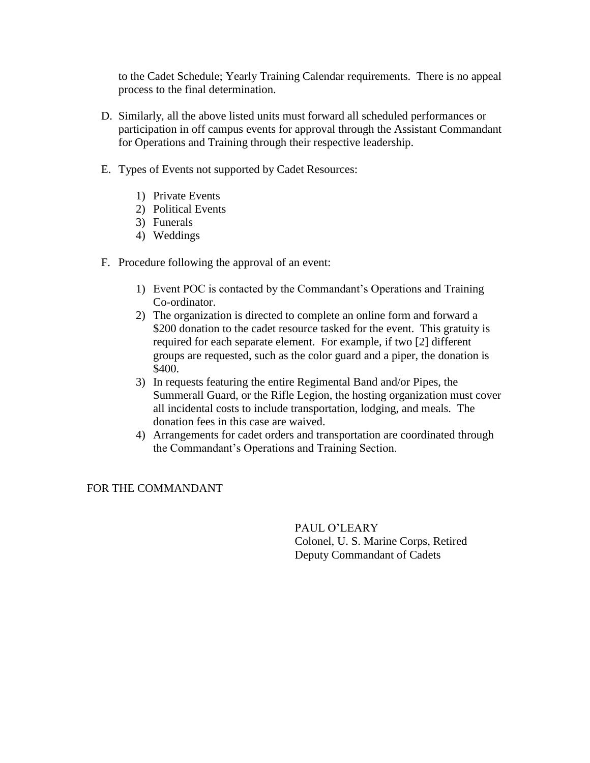to the Cadet Schedule; Yearly Training Calendar requirements. There is no appeal process to the final determination.

D. Similarly, all the above listed units must forward all scheduled performances or participation in off campus events for approval through the Assistant Commandant for Operations and Training through their respective leadership.

E. Types of Events not supported by Cadet Resources:

   1) Private Events
   2) Political Events
   3) Funerals
   4) Weddings

F. Procedure following the approval of an event:

   1) Event POC is contacted by the Commandant's Operations and Training Co-ordinator.
   2) The organization is directed to complete an online form and forward a $200 donation to the cadet resource tasked for the event. This gratuity is required for each separate element. For example, if two [2] different groups are requested, such as the color guard and a piper, the donation is $400.
   3) In requests featuring the entire Regimental Band and/or Pipes, the Summerall Guard, or the Rifle Legion, the hosting organization must cover all incidental costs to include transportation, lodging, and meals. The donation fees in this case are waived.
   4) Arrangements for cadet orders and transportation are coordinated through the Commandant's Operations and Training Section.

FOR THE COMMANDANT

PAUL O'LEARY
Colonel, U. S. Marine Corps, Retired
Deputy Commandant of Cadets